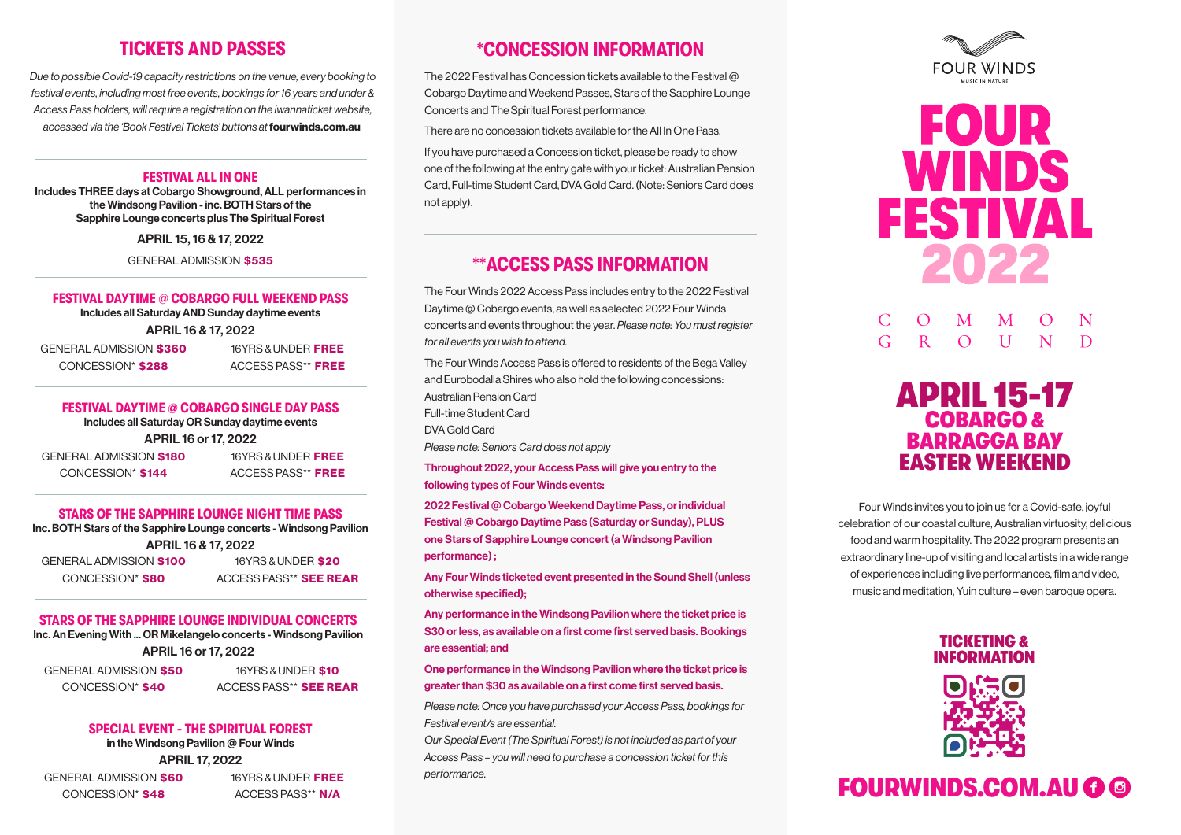## TICKETS AND PASSES

*Due to possible Covid-19 capacity restrictions on the venue, every booking to festival events, including most free events, bookings for 16 years and under & Access Pass holders, will require a registration on the iwannaticket website, accessed via the 'Book Festival Tickets' buttons at* **fourwinds.com.au**.

### FESTIVAL ALL IN ONE

**Includes THREE days at Cobargo Showground, ALL performances in the Windsong Pavilion - inc. BOTH Stars of the Sapphire Lounge concerts plus The Spiritual Forest**

**APRIL 15, 16 & 17, 2022**

GENERAL ADMISSION **$535**

### FESTIVAL DAYTIME @ COBARGO FULL WEEKEND PASS

**Includes all Saturday AND Sunday daytime events**

**APRIL 16 & 17, 2022**

GENERAL ADMISSION **$360**
16YRS & UNDER **FREE**
CONCESSION* **$288**
ACCESS PASS** **FREE**

### FESTIVAL DAYTIME @ COBARGO SINGLE DAY PASS

**Includes all Saturday OR Sunday daytime events**

**APRIL 16 or 17, 2022**

GENERAL ADMISSION **$180**
16YRS & UNDER **FREE**
CONCESSION* **$144**
ACCESS PASS** **FREE**

### STARS OF THE SAPPHIRE LOUNGE NIGHT TIME PASS

**Inc. BOTH Stars of the Sapphire Lounge concerts - Windsong Pavilion**

**APRIL 16 & 17, 2022**

GENERAL ADMISSION **$100**
16YRS & UNDER **$20**
CONCESSION* **$80**
ACCESS PASS** **SEE REAR**

### STARS OF THE SAPPHIRE LOUNGE INDIVIDUAL CONCERTS

**Inc. An Evening With ... OR Mikelangelo concerts - Windsong Pavilion**

**APRIL 16 or 17, 2022**

GENERAL ADMISSION **$50**
16YRS & UNDER **$10**
CONCESSION* **$40**
ACCESS PASS** **SEE REAR**

### SPECIAL EVENT - THE SPIRITUAL FOREST

**in the Windsong Pavilion @ Four Winds**

**APRIL 17, 2022**

GENERAL ADMISSION **$60**
16YRS & UNDER **FREE**
CONCESSION* **$48**
ACCESS PASS** **N/A**

## *CONCESSION INFORMATION

The 2022 Festival has Concession tickets available to the Festival @ Cobargo Daytime and Weekend Passes, Stars of the Sapphire Lounge Concerts and The Spiritual Forest performance.

There are no concession tickets available for the All In One Pass.

If you have purchased a Concession ticket, please be ready to show one of the following at the entry gate with your ticket: Australian Pension Card, Full-time Student Card, DVA Gold Card. (Note: Seniors Card does not apply).

## **ACCESS PASS INFORMATION

The Four Winds 2022 Access Pass includes entry to the 2022 Festival Daytime @ Cobargo events, as well as selected 2022 Four Winds concerts and events throughout the year. *Please note: You must register for all events you wish to attend.*

The Four Winds Access Pass is offered to residents of the Bega Valley and Eurobodalla Shires who also hold the following concessions:
Australian Pension Card
Full-time Student Card
DVA Gold Card
*Please note: Seniors Card does not apply*

**Throughout 2022, your Access Pass will give you entry to the following types of Four Winds events:**

**2022 Festival @ Cobargo Weekend Daytime Pass, or individual Festival @ Cobargo Daytime Pass (Saturday or Sunday), PLUS one Stars of Sapphire Lounge concert (a Windsong Pavilion performance) ;**

**Any Four Winds ticketed event presented in the Sound Shell (unless otherwise specified);**

**Any performance in the Windsong Pavilion where the ticket price is $30 or less, as available on a first come first served basis. Bookings are essential; and**

**One performance in the Windsong Pavilion where the ticket price is greater than $30 as available on a first come first served basis.**

*Please note: Once you have purchased your Access Pass, bookings for Festival event/s are essential.*

*Our Special Event (The Spiritual Forest) is not included as part of your Access Pass – you will need to purchase a concession ticket for this performance.*

FOUR WINDS
MUSIC IN NATURE

# FOUR WINDS FESTIVAL 2022

COMMON GROUND

## APRIL 15-17
## COBARGO & BARRAGGA BAY
## EASTER WEEKEND

Four Winds invites you to join us for a Covid-safe, joyful celebration of our coastal culture, Australian virtuosity, delicious food and warm hospitality. The 2022 program presents an extraordinary line-up of visiting and local artists in a wide range of experiences including live performances, film and video, music and meditation, Yuin culture – even baroque opera.

### TICKETING & INFORMATION

**FOURWINDS.COM.AU**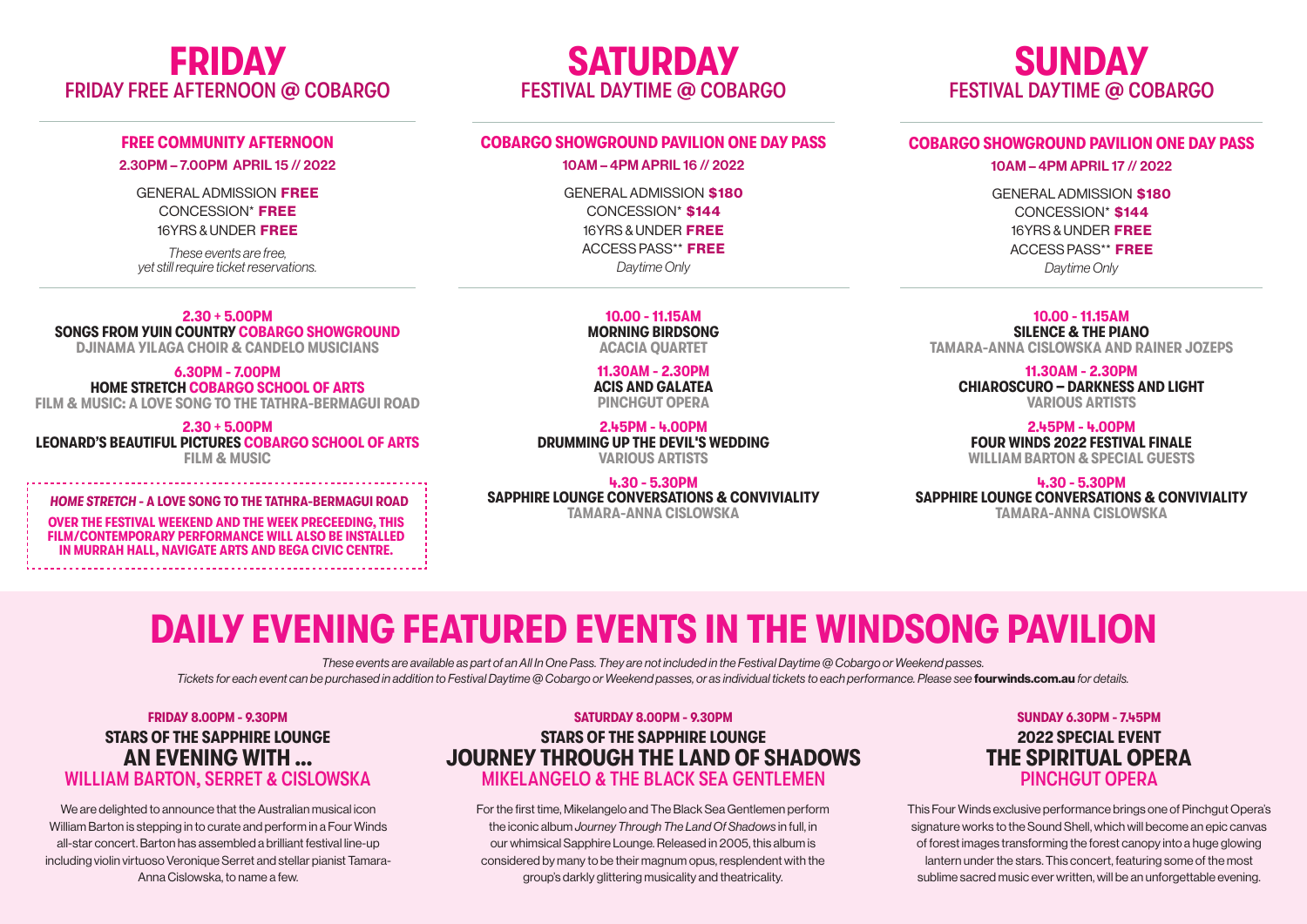# FRIDAY

## FRIDAY FREE AFTERNOON @ COBARGO

### FREE COMMUNITY AFTERNOON

**2.30PM – 7.00PM APRIL 15 // 2022**

GENERAL ADMISSION **FREE**
CONCESSION* **FREE**
16YRS & UNDER **FREE**

*These events are free, yet still require ticket reservations.*

**2.30 + 5.00PM**
**SONGS FROM YUIN COUNTRY COBARGO SHOWGROUND**
DJINAMA YILAGA CHOIR & CANDELO MUSICIANS

**6.30PM - 7.00PM**
**HOME STRETCH COBARGO SCHOOL OF ARTS**
FILM & MUSIC: A LOVE SONG TO THE TATHRA-BERMAGUI ROAD

**2.30 + 5.00PM**
**LEONARD'S BEAUTIFUL PICTURES COBARGO SCHOOL OF ARTS**
FILM & MUSIC

***HOME STRETCH* - A LOVE SONG TO THE TATHRA-BERMAGUI ROAD**

**OVER THE FESTIVAL WEEKEND AND THE WEEK PRECEEDING, THIS FILM/CONTEMPORARY PERFORMANCE WILL ALSO BE INSTALLED IN MURRAH HALL, NAVIGATE ARTS AND BEGA CIVIC CENTRE.**

# SATURDAY

## FESTIVAL DAYTIME @ COBARGO

### COBARGO SHOWGROUND PAVILION ONE DAY PASS

**10AM – 4PM APRIL 16 // 2022**

GENERAL ADMISSION **$180**
CONCESSION* **$144**
16YRS & UNDER **FREE**
ACCESS PASS** **FREE**
*Daytime Only*

**10.00 - 11.15AM**
**MORNING BIRDSONG**
ACACIA QUARTET

**11.30AM - 2.30PM**
**ACIS AND GALATEA**
PINCHGUT OPERA

**2.45PM - 4.00PM**
**DRUMMING UP THE DEVIL'S WEDDING**
VARIOUS ARTISTS

**4.30 - 5.30PM**
**SAPPHIRE LOUNGE CONVERSATIONS & CONVIVIALITY**
TAMARA-ANNA CISLOWSKA

# SUNDAY

## FESTIVAL DAYTIME @ COBARGO

### COBARGO SHOWGROUND PAVILION ONE DAY PASS

**10AM – 4PM APRIL 17 // 2022**

GENERAL ADMISSION **$180**
CONCESSION* **$144**
16YRS & UNDER **FREE**
ACCESS PASS** **FREE**
*Daytime Only*

**10.00 - 11.15AM**
**SILENCE & THE PIANO**
TAMARA-ANNA CISLOWSKA AND RAINER JOZEPS

**11.30AM - 2.30PM**
**CHIAROSCURO – DARKNESS AND LIGHT**
VARIOUS ARTISTS

**2.45PM - 4.00PM**
**FOUR WINDS 2022 FESTIVAL FINALE**
WILLIAM BARTON & SPECIAL GUESTS

**4.30 - 5.30PM**
**SAPPHIRE LOUNGE CONVERSATIONS & CONVIVIALITY**
TAMARA-ANNA CISLOWSKA

# DAILY EVENING FEATURED EVENTS IN THE WINDSONG PAVILION

*These events are available as part of an All In One Pass. They are not included in the Festival Daytime @ Cobargo or Weekend passes. Tickets for each event can be purchased in addition to Festival Daytime @ Cobargo or Weekend passes, or as individual tickets to each performance. Please see* **fourwinds.com.au** *for details.*

**FRIDAY 8.00PM - 9.30PM**

### STARS OF THE SAPPHIRE LOUNGE AN EVENING WITH ...

WILLIAM BARTON, SERRET & CISLOWSKA

We are delighted to announce that the Australian musical icon William Barton is stepping in to curate and perform in a Four Winds all-star concert. Barton has assembled a brilliant festival line-up including violin virtuoso Veronique Serret and stellar pianist Tamara-Anna Cislowska, to name a few.

**SATURDAY 8.00PM - 9.30PM**

### STARS OF THE SAPPHIRE LOUNGE JOURNEY THROUGH THE LAND OF SHADOWS

MIKELANGELO & THE BLACK SEA GENTLEMEN

For the first time, Mikelangelo and The Black Sea Gentlemen perform the iconic album *Journey Through The Land Of Shadows* in full, in our whimsical Sapphire Lounge. Released in 2005, this album is considered by many to be their magnum opus, resplendent with the group's darkly glittering musicality and theatricality.

**SUNDAY 6.30PM - 7.45PM**

### 2022 SPECIAL EVENT THE SPIRITUAL OPERA

PINCHGUT OPERA

This Four Winds exclusive performance brings one of Pinchgut Opera's signature works to the Sound Shell, which will become an epic canvas of forest images transforming the forest canopy into a huge glowing lantern under the stars. This concert, featuring some of the most sublime sacred music ever written, will be an unforgettable evening.